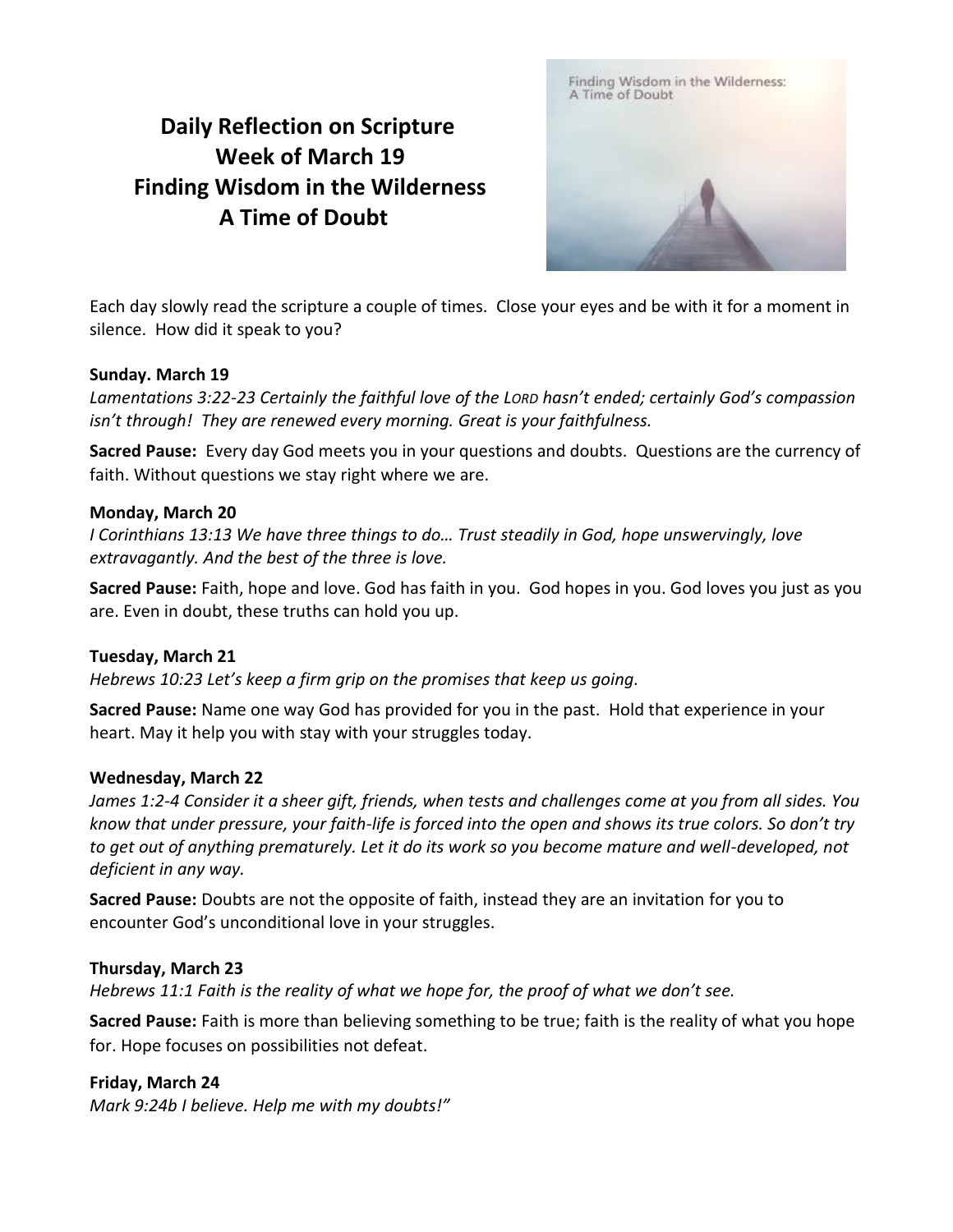# Daily Reflection on Scripture
# Week of March 19
# Finding Wisdom in the Wilderness
# A Time of Doubt

Each day slowly read the scripture a couple of times. Close your eyes and be with it for a moment in silence. How did it speak to you?

**Sunday. March 19**

*Lamentations 3:22-23 Certainly the faithful love of the LORD hasn't ended; certainly God's compassion isn't through! They are renewed every morning. Great is your faithfulness.*

**Sacred Pause:** Every day God meets you in your questions and doubts. Questions are the currency of faith. Without questions we stay right where we are.

**Monday, March 20**

*I Corinthians 13:13 We have three things to do… Trust steadily in God, hope unswervingly, love extravagantly. And the best of the three is love.*

**Sacred Pause:** Faith, hope and love. God has faith in you. God hopes in you. God loves you just as you are. Even in doubt, these truths can hold you up.

**Tuesday, March 21**

*Hebrews 10:23 Let's keep a firm grip on the promises that keep us going.*

**Sacred Pause:** Name one way God has provided for you in the past. Hold that experience in your heart. May it help you with stay with your struggles today.

**Wednesday, March 22**

*James 1:2-4 Consider it a sheer gift, friends, when tests and challenges come at you from all sides. You know that under pressure, your faith-life is forced into the open and shows its true colors. So don't try to get out of anything prematurely. Let it do its work so you become mature and well-developed, not deficient in any way.*

**Sacred Pause:** Doubts are not the opposite of faith, instead they are an invitation for you to encounter God's unconditional love in your struggles.

**Thursday, March 23**

*Hebrews 11:1 Faith is the reality of what we hope for, the proof of what we don't see.*

**Sacred Pause:** Faith is more than believing something to be true; faith is the reality of what you hope for. Hope focuses on possibilities not defeat.

**Friday, March 24**

*Mark 9:24b I believe. Help me with my doubts!"*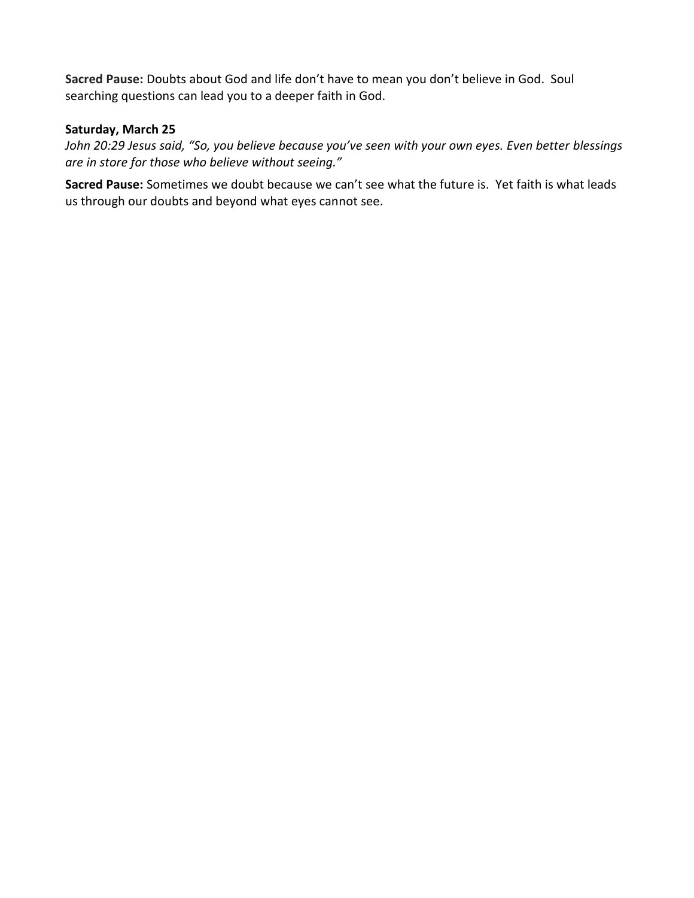**Sacred Pause:** Doubts about God and life don't have to mean you don't believe in God. Soul searching questions can lead you to a deeper faith in God.

**Saturday, March 25**

*John 20:29 Jesus said, "So, you believe because you've seen with your own eyes. Even better blessings are in store for those who believe without seeing."*

**Sacred Pause:** Sometimes we doubt because we can't see what the future is. Yet faith is what leads us through our doubts and beyond what eyes cannot see.